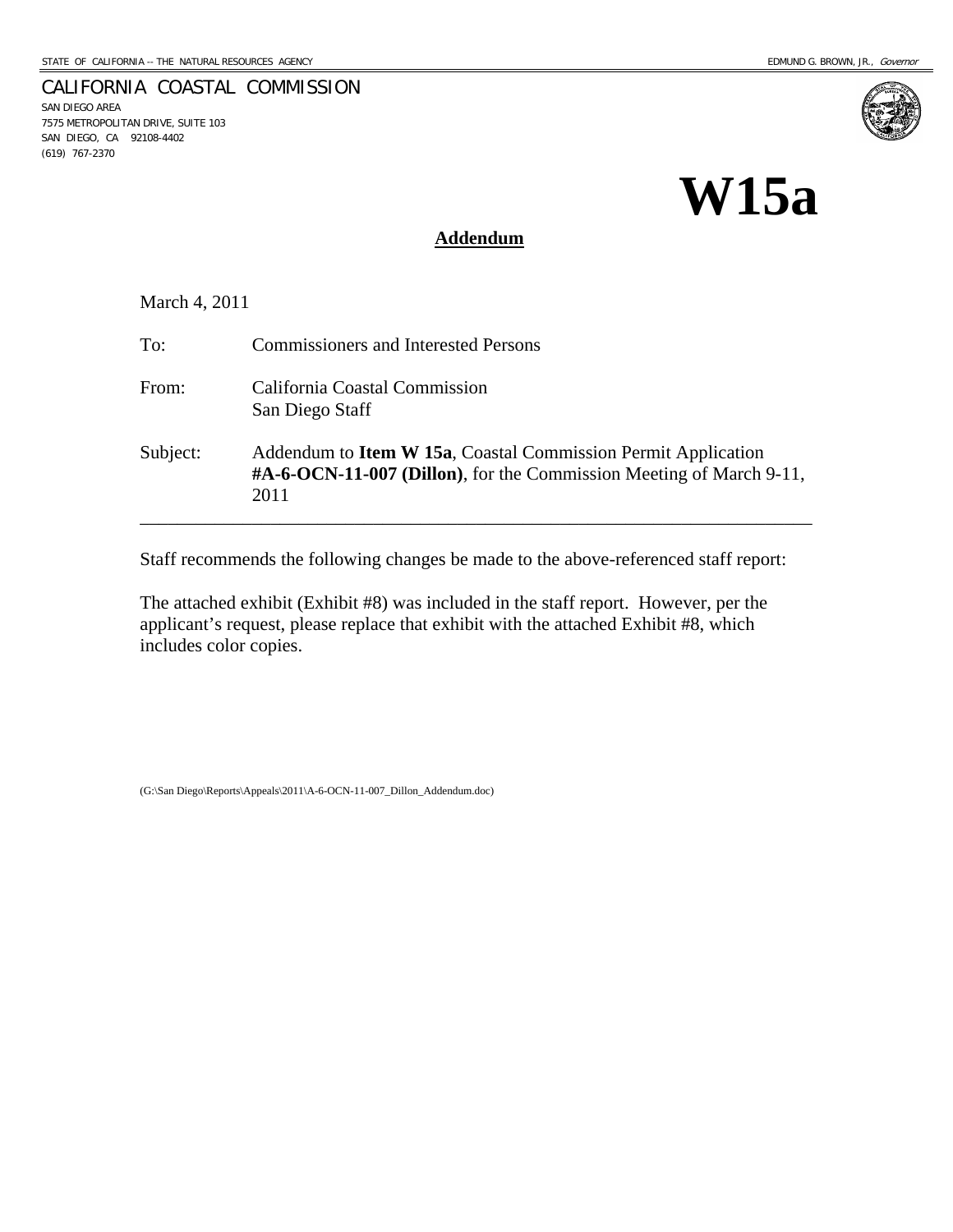STATE OF CALIFORNIA -- THE NATURAL RESOURCES AGENCY — EDMUND G. BROWN, JR., *Governor*

CALIFORNIA COASTAL COMMISSION
SAN DIEGO AREA
7575 METROPOLITAN DRIVE, SUITE 103
SAN DIEGO, CA 92108-4402
(619) 767-2370

# W15a

**Addendum**

March 4, 2011

To: Commissioners and Interested Persons

From: California Coastal Commission
San Diego Staff

Subject: Addendum to **Item W 15a**, Coastal Commission Permit Application **#A-6-OCN-11-007 (Dillon)**, for the Commission Meeting of March 9-11, 2011

---

Staff recommends the following changes be made to the above-referenced staff report:

The attached exhibit (Exhibit #8) was included in the staff report. However, per the applicant's request, please replace that exhibit with the attached Exhibit #8, which includes color copies.

(G:\San Diego\Reports\Appeals\2011\A-6-OCN-11-007_Dillon_Addendum.doc)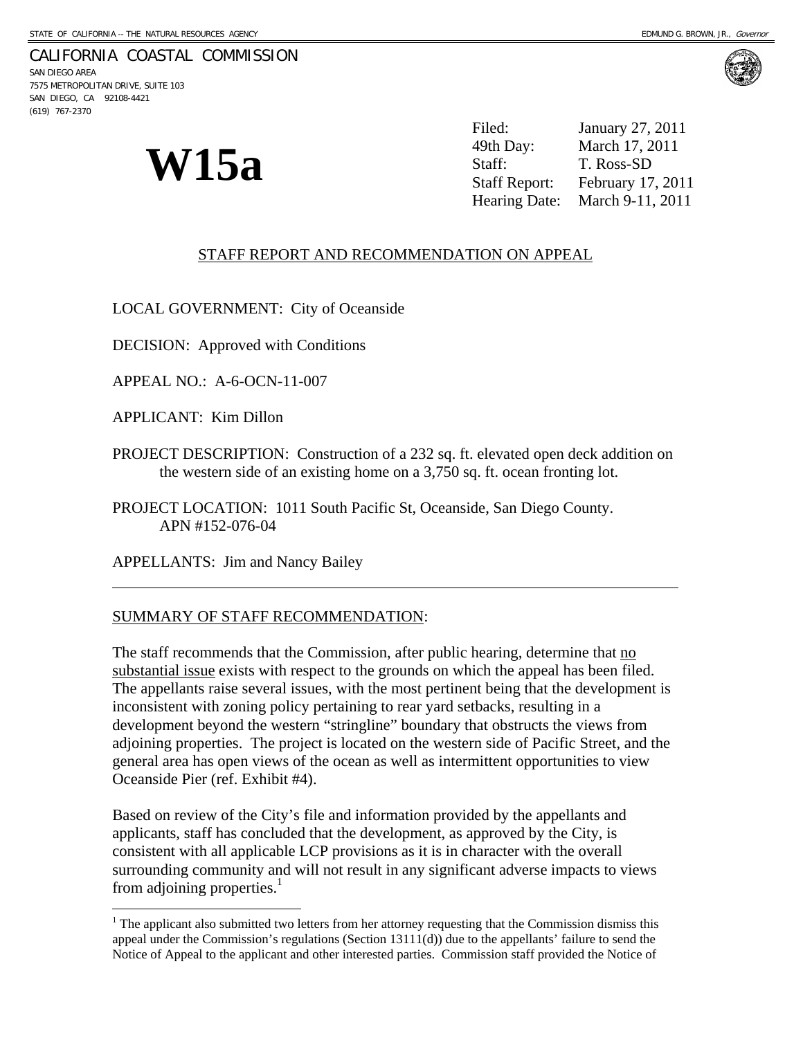STATE OF CALIFORNIA -- THE NATURAL RESOURCES AGENCY — EDMUND G. BROWN, JR., *Governor*

CALIFORNIA COASTAL COMMISSION
SAN DIEGO AREA
7575 METROPOLITAN DRIVE, SUITE 103
SAN DIEGO, CA 92108-4421
(619) 767-2370

# W15a

| | |
|---|---|
| Filed: | January 27, 2011 |
| 49th Day: | March 17, 2011 |
| Staff: | T. Ross-SD |
| Staff Report: | February 17, 2011 |
| Hearing Date: | March 9-11, 2011 |

## STAFF REPORT AND RECOMMENDATION ON APPEAL

LOCAL GOVERNMENT: City of Oceanside

DECISION: Approved with Conditions

APPEAL NO.: A-6-OCN-11-007

APPLICANT: Kim Dillon

PROJECT DESCRIPTION: Construction of a 232 sq. ft. elevated open deck addition on the western side of an existing home on a 3,750 sq. ft. ocean fronting lot.

PROJECT LOCATION: 1011 South Pacific St, Oceanside, San Diego County. APN #152-076-04

APPELLANTS: Jim and Nancy Bailey

---

SUMMARY OF STAFF RECOMMENDATION:

The staff recommends that the Commission, after public hearing, determine that no substantial issue exists with respect to the grounds on which the appeal has been filed. The appellants raise several issues, with the most pertinent being that the development is inconsistent with zoning policy pertaining to rear yard setbacks, resulting in a development beyond the western "stringline" boundary that obstructs the views from adjoining properties. The project is located on the western side of Pacific Street, and the general area has open views of the ocean as well as intermittent opportunities to view Oceanside Pier (ref. Exhibit #4).

Based on review of the City's file and information provided by the appellants and applicants, staff has concluded that the development, as approved by the City, is consistent with all applicable LCP provisions as it is in character with the overall surrounding community and will not result in any significant adverse impacts to views from adjoining properties.[1]

[1] The applicant also submitted two letters from her attorney requesting that the Commission dismiss this appeal under the Commission's regulations (Section 13111(d)) due to the appellants' failure to send the Notice of Appeal to the applicant and other interested parties. Commission staff provided the Notice of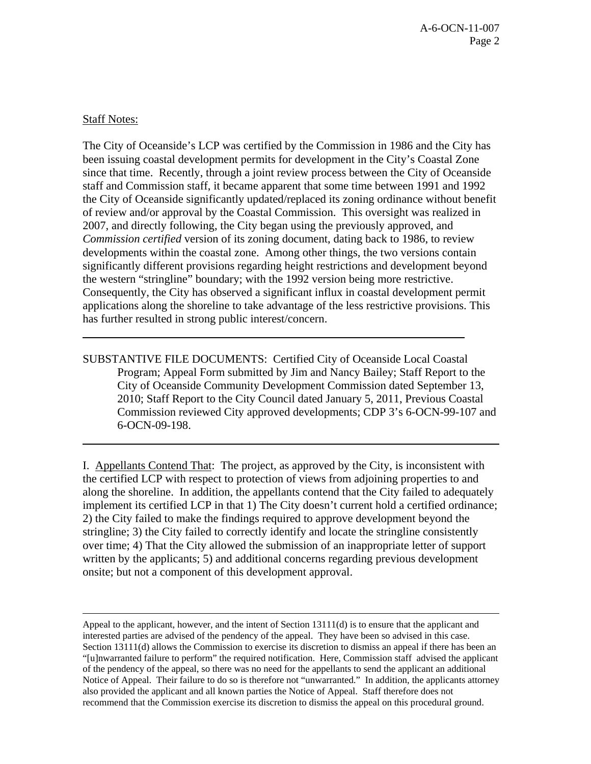Staff Notes:

The City of Oceanside's LCP was certified by the Commission in 1986 and the City has been issuing coastal development permits for development in the City's Coastal Zone since that time. Recently, through a joint review process between the City of Oceanside staff and Commission staff, it became apparent that some time between 1991 and 1992 the City of Oceanside significantly updated/replaced its zoning ordinance without benefit of review and/or approval by the Coastal Commission. This oversight was realized in 2007, and directly following, the City began using the previously approved, and *Commission certified* version of its zoning document, dating back to 1986, to review developments within the coastal zone. Among other things, the two versions contain significantly different provisions regarding height restrictions and development beyond the western "stringline" boundary; with the 1992 version being more restrictive. Consequently, the City has observed a significant influx in coastal development permit applications along the shoreline to take advantage of the less restrictive provisions. This has further resulted in strong public interest/concern.

---

SUBSTANTIVE FILE DOCUMENTS: Certified City of Oceanside Local Coastal Program; Appeal Form submitted by Jim and Nancy Bailey; Staff Report to the City of Oceanside Community Development Commission dated September 13, 2010; Staff Report to the City Council dated January 5, 2011, Previous Coastal Commission reviewed City approved developments; CDP 3's 6-OCN-99-107 and 6-OCN-09-198.

---

I. Appellants Contend That: The project, as approved by the City, is inconsistent with the certified LCP with respect to protection of views from adjoining properties to and along the shoreline. In addition, the appellants contend that the City failed to adequately implement its certified LCP in that 1) The City doesn't current hold a certified ordinance; 2) the City failed to make the findings required to approve development beyond the stringline; 3) the City failed to correctly identify and locate the stringline consistently over time; 4) That the City allowed the submission of an inappropriate letter of support written by the applicants; 5) and additional concerns regarding previous development onsite; but not a component of this development approval.

---

Appeal to the applicant, however, and the intent of Section 13111(d) is to ensure that the applicant and interested parties are advised of the pendency of the appeal. They have been so advised in this case. Section 13111(d) allows the Commission to exercise its discretion to dismiss an appeal if there has been an "[u]nwarranted failure to perform" the required notification. Here, Commission staff advised the applicant of the pendency of the appeal, so there was no need for the appellants to send the applicant an additional Notice of Appeal. Their failure to do so is therefore not "unwarranted." In addition, the applicants attorney also provided the applicant and all known parties the Notice of Appeal. Staff therefore does not recommend that the Commission exercise its discretion to dismiss the appeal on this procedural ground.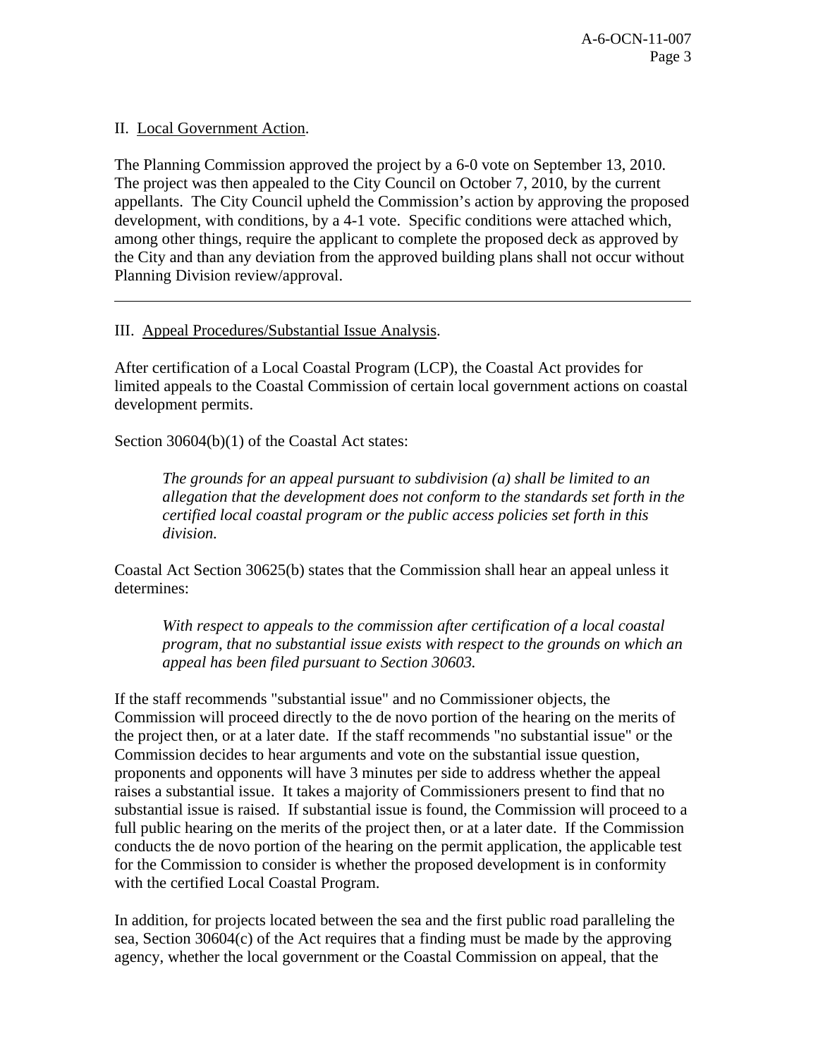II. Local Government Action.

The Planning Commission approved the project by a 6-0 vote on September 13, 2010. The project was then appealed to the City Council on October 7, 2010, by the current appellants. The City Council upheld the Commission's action by approving the proposed development, with conditions, by a 4-1 vote. Specific conditions were attached which, among other things, require the applicant to complete the proposed deck as approved by the City and than any deviation from the approved building plans shall not occur without Planning Division review/approval.

---

III. Appeal Procedures/Substantial Issue Analysis.

After certification of a Local Coastal Program (LCP), the Coastal Act provides for limited appeals to the Coastal Commission of certain local government actions on coastal development permits.

Section 30604(b)(1) of the Coastal Act states:

> *The grounds for an appeal pursuant to subdivision (a) shall be limited to an allegation that the development does not conform to the standards set forth in the certified local coastal program or the public access policies set forth in this division.*

Coastal Act Section 30625(b) states that the Commission shall hear an appeal unless it determines:

> *With respect to appeals to the commission after certification of a local coastal program, that no substantial issue exists with respect to the grounds on which an appeal has been filed pursuant to Section 30603.*

If the staff recommends "substantial issue" and no Commissioner objects, the Commission will proceed directly to the de novo portion of the hearing on the merits of the project then, or at a later date. If the staff recommends "no substantial issue" or the Commission decides to hear arguments and vote on the substantial issue question, proponents and opponents will have 3 minutes per side to address whether the appeal raises a substantial issue. It takes a majority of Commissioners present to find that no substantial issue is raised. If substantial issue is found, the Commission will proceed to a full public hearing on the merits of the project then, or at a later date. If the Commission conducts the de novo portion of the hearing on the permit application, the applicable test for the Commission to consider is whether the proposed development is in conformity with the certified Local Coastal Program.

In addition, for projects located between the sea and the first public road paralleling the sea, Section 30604(c) of the Act requires that a finding must be made by the approving agency, whether the local government or the Coastal Commission on appeal, that the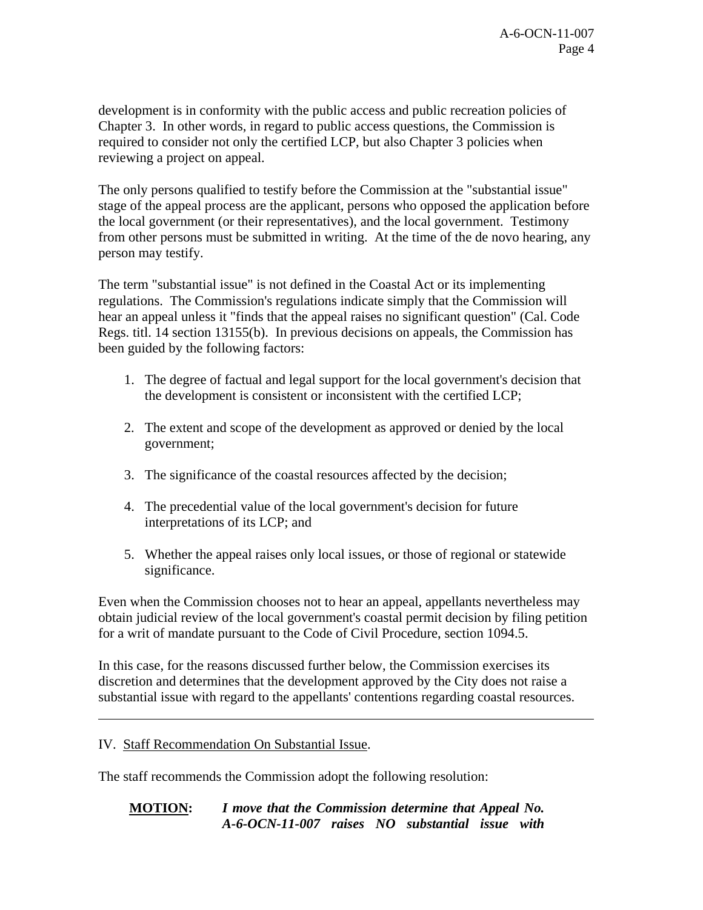development is in conformity with the public access and public recreation policies of Chapter 3. In other words, in regard to public access questions, the Commission is required to consider not only the certified LCP, but also Chapter 3 policies when reviewing a project on appeal.

The only persons qualified to testify before the Commission at the "substantial issue" stage of the appeal process are the applicant, persons who opposed the application before the local government (or their representatives), and the local government. Testimony from other persons must be submitted in writing. At the time of the de novo hearing, any person may testify.

The term "substantial issue" is not defined in the Coastal Act or its implementing regulations. The Commission's regulations indicate simply that the Commission will hear an appeal unless it "finds that the appeal raises no significant question" (Cal. Code Regs. titl. 14 section 13155(b). In previous decisions on appeals, the Commission has been guided by the following factors:

1. The degree of factual and legal support for the local government's decision that the development is consistent or inconsistent with the certified LCP;

2. The extent and scope of the development as approved or denied by the local government;

3. The significance of the coastal resources affected by the decision;

4. The precedential value of the local government's decision for future interpretations of its LCP; and

5. Whether the appeal raises only local issues, or those of regional or statewide significance.

Even when the Commission chooses not to hear an appeal, appellants nevertheless may obtain judicial review of the local government's coastal permit decision by filing petition for a writ of mandate pursuant to the Code of Civil Procedure, section 1094.5.

In this case, for the reasons discussed further below, the Commission exercises its discretion and determines that the development approved by the City does not raise a substantial issue with regard to the appellants' contentions regarding coastal resources.

---

IV. Staff Recommendation On Substantial Issue.

The staff recommends the Commission adopt the following resolution:

**MOTION:** ***I move that the Commission determine that Appeal No. A-6-OCN-11-007 raises NO substantial issue with***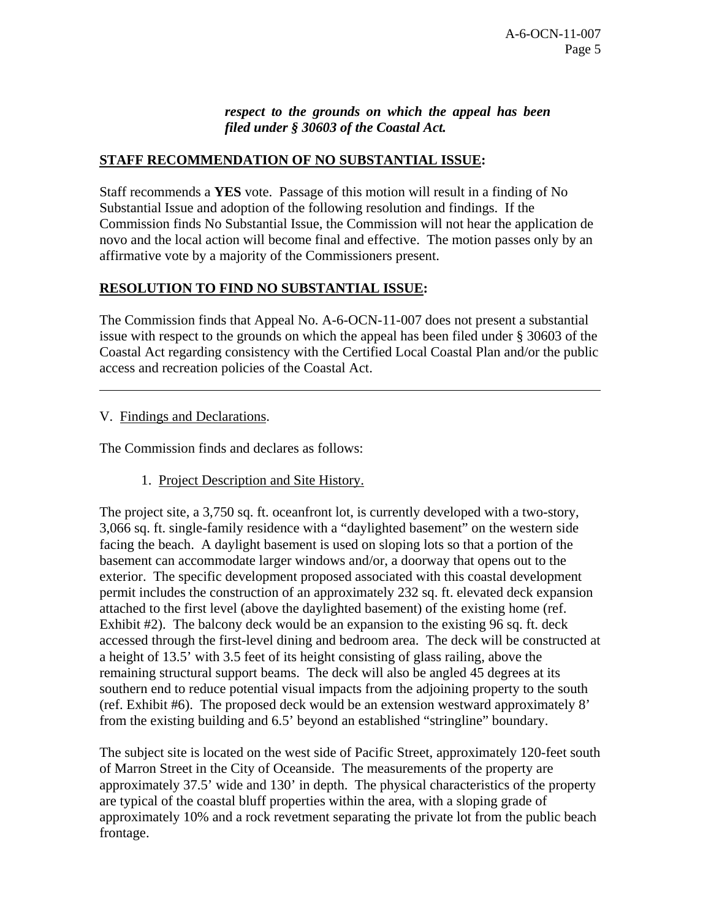***respect to the grounds on which the appeal has been filed under § 30603 of the Coastal Act.***

**STAFF RECOMMENDATION OF NO SUBSTANTIAL ISSUE:**

Staff recommends a **YES** vote. Passage of this motion will result in a finding of No Substantial Issue and adoption of the following resolution and findings. If the Commission finds No Substantial Issue, the Commission will not hear the application de novo and the local action will become final and effective. The motion passes only by an affirmative vote by a majority of the Commissioners present.

**RESOLUTION TO FIND NO SUBSTANTIAL ISSUE:**

The Commission finds that Appeal No. A-6-OCN-11-007 does not present a substantial issue with respect to the grounds on which the appeal has been filed under § 30603 of the Coastal Act regarding consistency with the Certified Local Coastal Plan and/or the public access and recreation policies of the Coastal Act.

---

V. Findings and Declarations.

The Commission finds and declares as follows:

1. Project Description and Site History.

The project site, a 3,750 sq. ft. oceanfront lot, is currently developed with a two-story, 3,066 sq. ft. single-family residence with a "daylighted basement" on the western side facing the beach. A daylight basement is used on sloping lots so that a portion of the basement can accommodate larger windows and/or, a doorway that opens out to the exterior. The specific development proposed associated with this coastal development permit includes the construction of an approximately 232 sq. ft. elevated deck expansion attached to the first level (above the daylighted basement) of the existing home (ref. Exhibit #2). The balcony deck would be an expansion to the existing 96 sq. ft. deck accessed through the first-level dining and bedroom area. The deck will be constructed at a height of 13.5' with 3.5 feet of its height consisting of glass railing, above the remaining structural support beams. The deck will also be angled 45 degrees at its southern end to reduce potential visual impacts from the adjoining property to the south (ref. Exhibit #6). The proposed deck would be an extension westward approximately 8' from the existing building and 6.5' beyond an established "stringline" boundary.

The subject site is located on the west side of Pacific Street, approximately 120-feet south of Marron Street in the City of Oceanside. The measurements of the property are approximately 37.5' wide and 130' in depth. The physical characteristics of the property are typical of the coastal bluff properties within the area, with a sloping grade of approximately 10% and a rock revetment separating the private lot from the public beach frontage.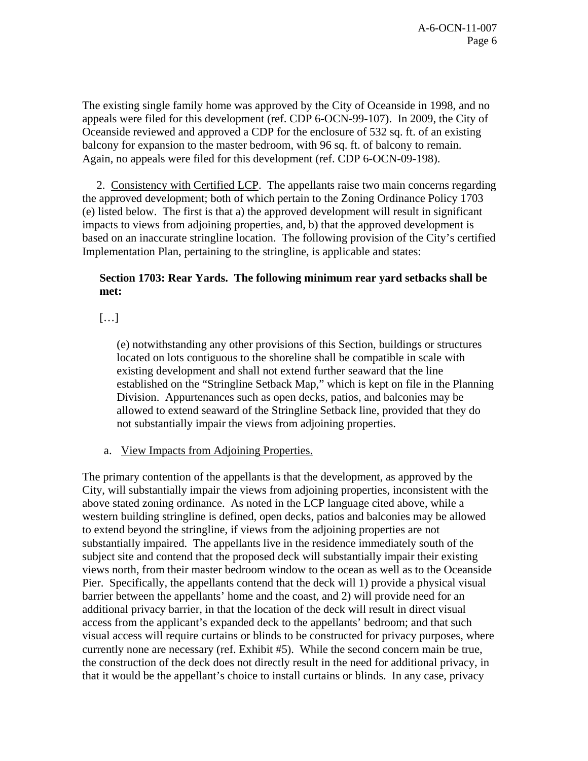The existing single family home was approved by the City of Oceanside in 1998, and no appeals were filed for this development (ref. CDP 6-OCN-99-107). In 2009, the City of Oceanside reviewed and approved a CDP for the enclosure of 532 sq. ft. of an existing balcony for expansion to the master bedroom, with 96 sq. ft. of balcony to remain. Again, no appeals were filed for this development (ref. CDP 6-OCN-09-198).

2. Consistency with Certified LCP. The appellants raise two main concerns regarding the approved development; both of which pertain to the Zoning Ordinance Policy 1703 (e) listed below. The first is that a) the approved development will result in significant impacts to views from adjoining properties, and, b) that the approved development is based on an inaccurate stringline location. The following provision of the City's certified Implementation Plan, pertaining to the stringline, is applicable and states:

> **Section 1703: Rear Yards. The following minimum rear yard setbacks shall be met:**
>
> […]
>
> (e) notwithstanding any other provisions of this Section, buildings or structures located on lots contiguous to the shoreline shall be compatible in scale with existing development and shall not extend further seaward that the line established on the "Stringline Setback Map," which is kept on file in the Planning Division. Appurtenances such as open decks, patios, and balconies may be allowed to extend seaward of the Stringline Setback line, provided that they do not substantially impair the views from adjoining properties.

a. View Impacts from Adjoining Properties.

The primary contention of the appellants is that the development, as approved by the City, will substantially impair the views from adjoining properties, inconsistent with the above stated zoning ordinance. As noted in the LCP language cited above, while a western building stringline is defined, open decks, patios and balconies may be allowed to extend beyond the stringline, if views from the adjoining properties are not substantially impaired. The appellants live in the residence immediately south of the subject site and contend that the proposed deck will substantially impair their existing views north, from their master bedroom window to the ocean as well as to the Oceanside Pier. Specifically, the appellants contend that the deck will 1) provide a physical visual barrier between the appellants' home and the coast, and 2) will provide need for an additional privacy barrier, in that the location of the deck will result in direct visual access from the applicant's expanded deck to the appellants' bedroom; and that such visual access will require curtains or blinds to be constructed for privacy purposes, where currently none are necessary (ref. Exhibit #5). While the second concern main be true, the construction of the deck does not directly result in the need for additional privacy, in that it would be the appellant's choice to install curtains or blinds. In any case, privacy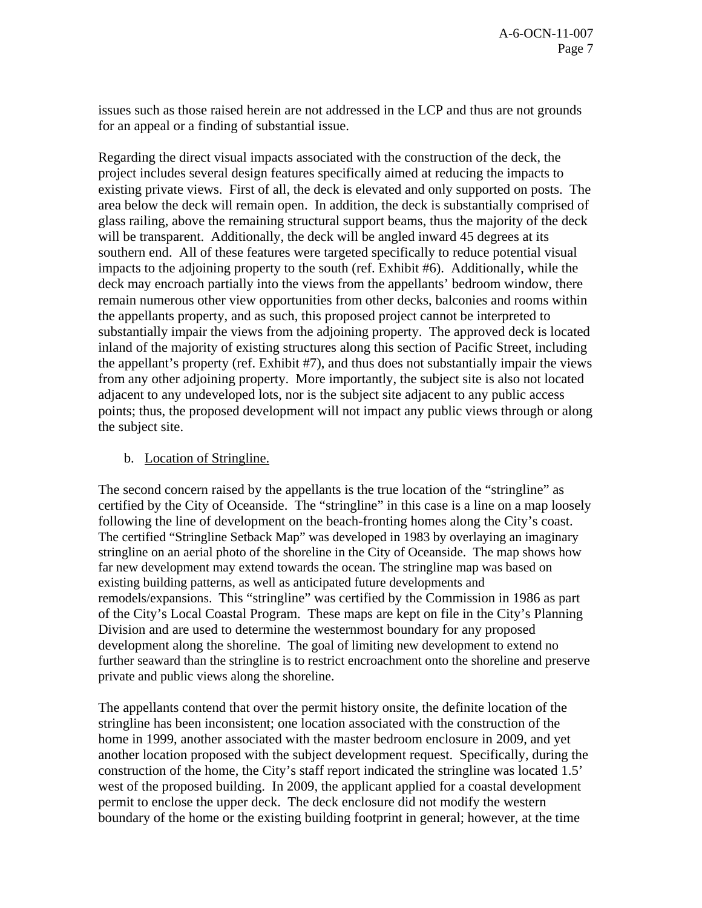issues such as those raised herein are not addressed in the LCP and thus are not grounds for an appeal or a finding of substantial issue.

Regarding the direct visual impacts associated with the construction of the deck, the project includes several design features specifically aimed at reducing the impacts to existing private views. First of all, the deck is elevated and only supported on posts. The area below the deck will remain open. In addition, the deck is substantially comprised of glass railing, above the remaining structural support beams, thus the majority of the deck will be transparent. Additionally, the deck will be angled inward 45 degrees at its southern end. All of these features were targeted specifically to reduce potential visual impacts to the adjoining property to the south (ref. Exhibit #6). Additionally, while the deck may encroach partially into the views from the appellants' bedroom window, there remain numerous other view opportunities from other decks, balconies and rooms within the appellants property, and as such, this proposed project cannot be interpreted to substantially impair the views from the adjoining property. The approved deck is located inland of the majority of existing structures along this section of Pacific Street, including the appellant's property (ref. Exhibit #7), and thus does not substantially impair the views from any other adjoining property. More importantly, the subject site is also not located adjacent to any undeveloped lots, nor is the subject site adjacent to any public access points; thus, the proposed development will not impact any public views through or along the subject site.

b. Location of Stringline.

The second concern raised by the appellants is the true location of the "stringline" as certified by the City of Oceanside. The "stringline" in this case is a line on a map loosely following the line of development on the beach-fronting homes along the City's coast. The certified "Stringline Setback Map" was developed in 1983 by overlaying an imaginary stringline on an aerial photo of the shoreline in the City of Oceanside. The map shows how far new development may extend towards the ocean. The stringline map was based on existing building patterns, as well as anticipated future developments and remodels/expansions. This "stringline" was certified by the Commission in 1986 as part of the City's Local Coastal Program. These maps are kept on file in the City's Planning Division and are used to determine the westernmost boundary for any proposed development along the shoreline. The goal of limiting new development to extend no further seaward than the stringline is to restrict encroachment onto the shoreline and preserve private and public views along the shoreline.

The appellants contend that over the permit history onsite, the definite location of the stringline has been inconsistent; one location associated with the construction of the home in 1999, another associated with the master bedroom enclosure in 2009, and yet another location proposed with the subject development request. Specifically, during the construction of the home, the City's staff report indicated the stringline was located 1.5' west of the proposed building. In 2009, the applicant applied for a coastal development permit to enclose the upper deck. The deck enclosure did not modify the western boundary of the home or the existing building footprint in general; however, at the time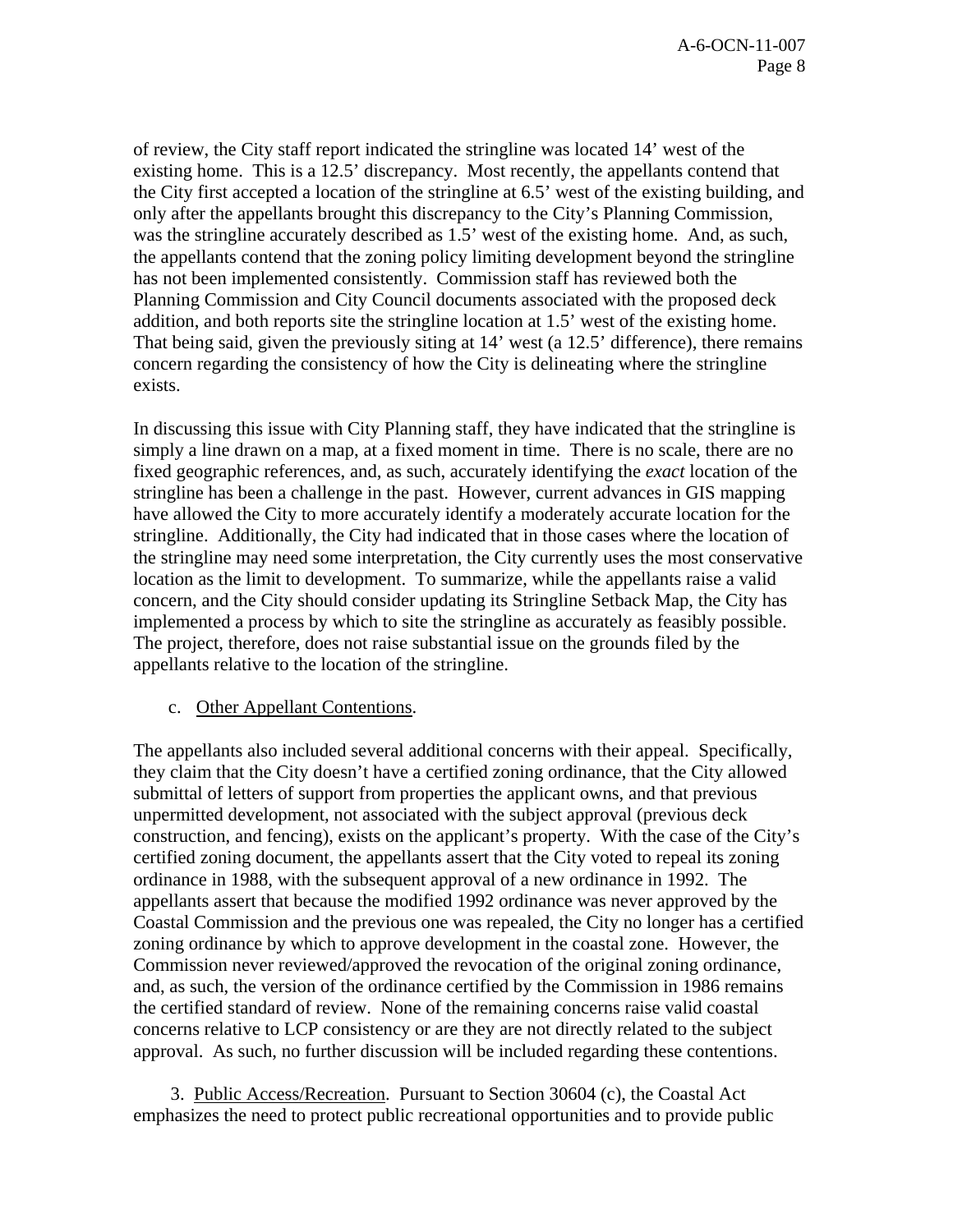of review, the City staff report indicated the stringline was located 14' west of the existing home. This is a 12.5' discrepancy. Most recently, the appellants contend that the City first accepted a location of the stringline at 6.5' west of the existing building, and only after the appellants brought this discrepancy to the City's Planning Commission, was the stringline accurately described as 1.5' west of the existing home. And, as such, the appellants contend that the zoning policy limiting development beyond the stringline has not been implemented consistently. Commission staff has reviewed both the Planning Commission and City Council documents associated with the proposed deck addition, and both reports site the stringline location at 1.5' west of the existing home. That being said, given the previously siting at 14' west (a 12.5' difference), there remains concern regarding the consistency of how the City is delineating where the stringline exists.

In discussing this issue with City Planning staff, they have indicated that the stringline is simply a line drawn on a map, at a fixed moment in time. There is no scale, there are no fixed geographic references, and, as such, accurately identifying the *exact* location of the stringline has been a challenge in the past. However, current advances in GIS mapping have allowed the City to more accurately identify a moderately accurate location for the stringline. Additionally, the City had indicated that in those cases where the location of the stringline may need some interpretation, the City currently uses the most conservative location as the limit to development. To summarize, while the appellants raise a valid concern, and the City should consider updating its Stringline Setback Map, the City has implemented a process by which to site the stringline as accurately as feasibly possible. The project, therefore, does not raise substantial issue on the grounds filed by the appellants relative to the location of the stringline.

c. Other Appellant Contentions.

The appellants also included several additional concerns with their appeal. Specifically, they claim that the City doesn't have a certified zoning ordinance, that the City allowed submittal of letters of support from properties the applicant owns, and that previous unpermitted development, not associated with the subject approval (previous deck construction, and fencing), exists on the applicant's property. With the case of the City's certified zoning document, the appellants assert that the City voted to repeal its zoning ordinance in 1988, with the subsequent approval of a new ordinance in 1992. The appellants assert that because the modified 1992 ordinance was never approved by the Coastal Commission and the previous one was repealed, the City no longer has a certified zoning ordinance by which to approve development in the coastal zone. However, the Commission never reviewed/approved the revocation of the original zoning ordinance, and, as such, the version of the ordinance certified by the Commission in 1986 remains the certified standard of review. None of the remaining concerns raise valid coastal concerns relative to LCP consistency or are they are not directly related to the subject approval. As such, no further discussion will be included regarding these contentions.

3. Public Access/Recreation. Pursuant to Section 30604 (c), the Coastal Act emphasizes the need to protect public recreational opportunities and to provide public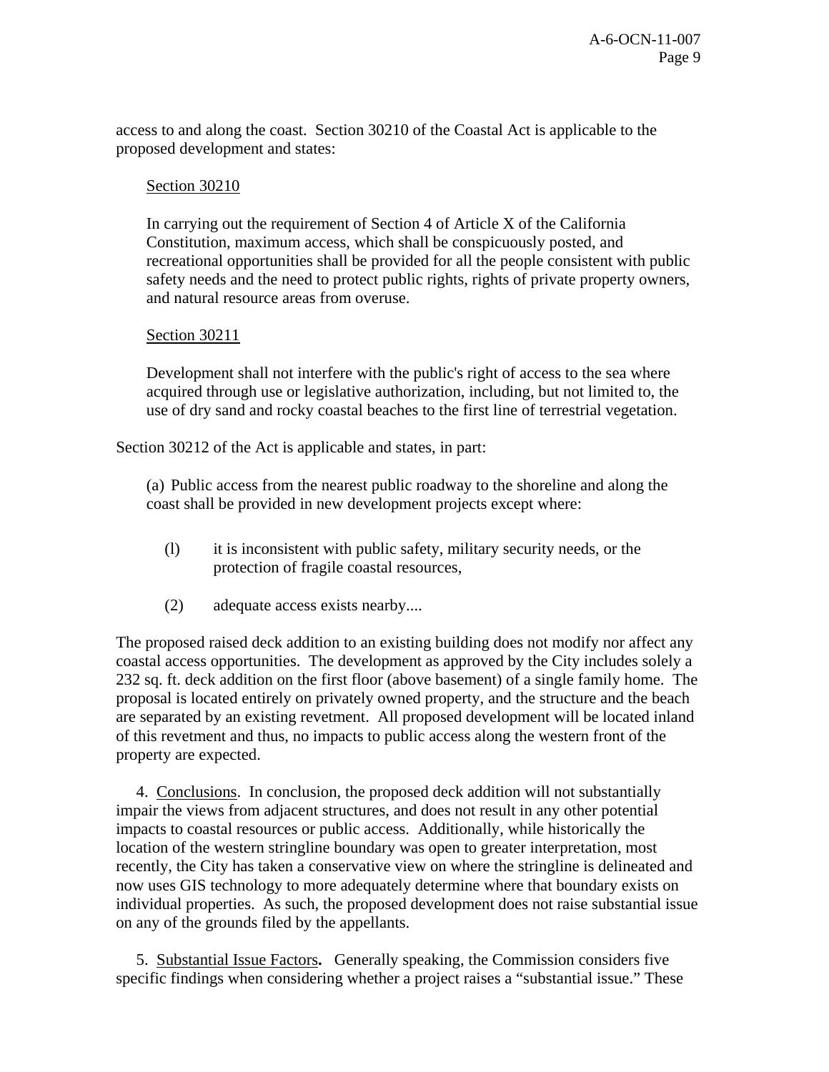access to and along the coast. Section 30210 of the Coastal Act is applicable to the proposed development and states:

> Section 30210
>
> In carrying out the requirement of Section 4 of Article X of the California Constitution, maximum access, which shall be conspicuously posted, and recreational opportunities shall be provided for all the people consistent with public safety needs and the need to protect public rights, rights of private property owners, and natural resource areas from overuse.
>
> Section 30211
>
> Development shall not interfere with the public's right of access to the sea where acquired through use or legislative authorization, including, but not limited to, the use of dry sand and rocky coastal beaches to the first line of terrestrial vegetation.

Section 30212 of the Act is applicable and states, in part:

> (a) Public access from the nearest public roadway to the shoreline and along the coast shall be provided in new development projects except where:
>
> (l) it is inconsistent with public safety, military security needs, or the protection of fragile coastal resources,
>
> (2) adequate access exists nearby....

The proposed raised deck addition to an existing building does not modify nor affect any coastal access opportunities. The development as approved by the City includes solely a 232 sq. ft. deck addition on the first floor (above basement) of a single family home. The proposal is located entirely on privately owned property, and the structure and the beach are separated by an existing revetment. All proposed development will be located inland of this revetment and thus, no impacts to public access along the western front of the property are expected.

4. Conclusions. In conclusion, the proposed deck addition will not substantially impair the views from adjacent structures, and does not result in any other potential impacts to coastal resources or public access. Additionally, while historically the location of the western stringline boundary was open to greater interpretation, most recently, the City has taken a conservative view on where the stringline is delineated and now uses GIS technology to more adequately determine where that boundary exists on individual properties. As such, the proposed development does not raise substantial issue on any of the grounds filed by the appellants.

5. Substantial Issue Factors**.** Generally speaking, the Commission considers five specific findings when considering whether a project raises a "substantial issue." These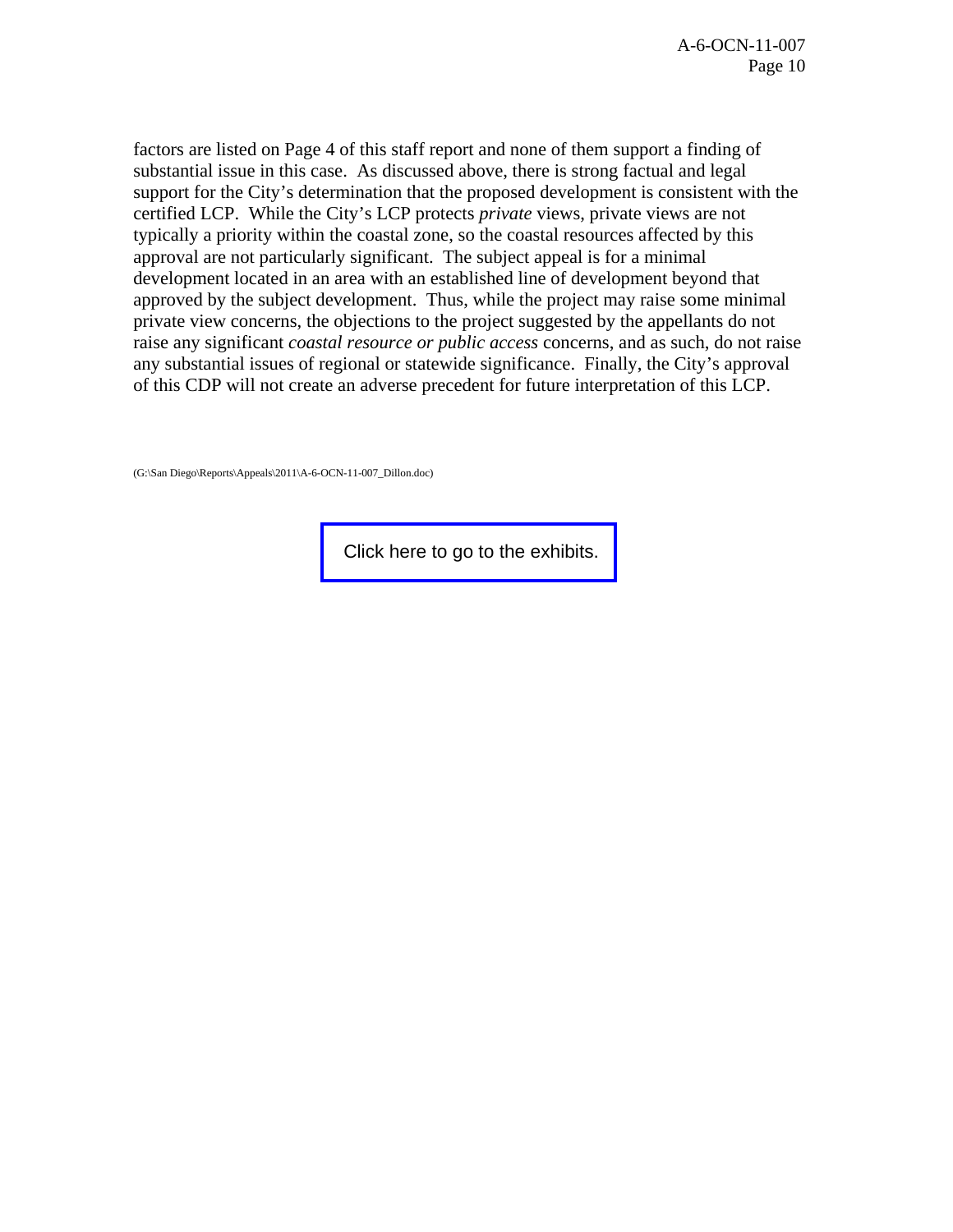factors are listed on Page 4 of this staff report and none of them support a finding of substantial issue in this case. As discussed above, there is strong factual and legal support for the City's determination that the proposed development is consistent with the certified LCP. While the City's LCP protects *private* views, private views are not typically a priority within the coastal zone, so the coastal resources affected by this approval are not particularly significant. The subject appeal is for a minimal development located in an area with an established line of development beyond that approved by the subject development. Thus, while the project may raise some minimal private view concerns, the objections to the project suggested by the appellants do not raise any significant *coastal resource or public access* concerns, and as such, do not raise any substantial issues of regional or statewide significance. Finally, the City's approval of this CDP will not create an adverse precedent for future interpretation of this LCP.

(G:\San Diego\Reports\Appeals\2011\A-6-OCN-11-007_Dillon.doc)

Click here to go to the exhibits.